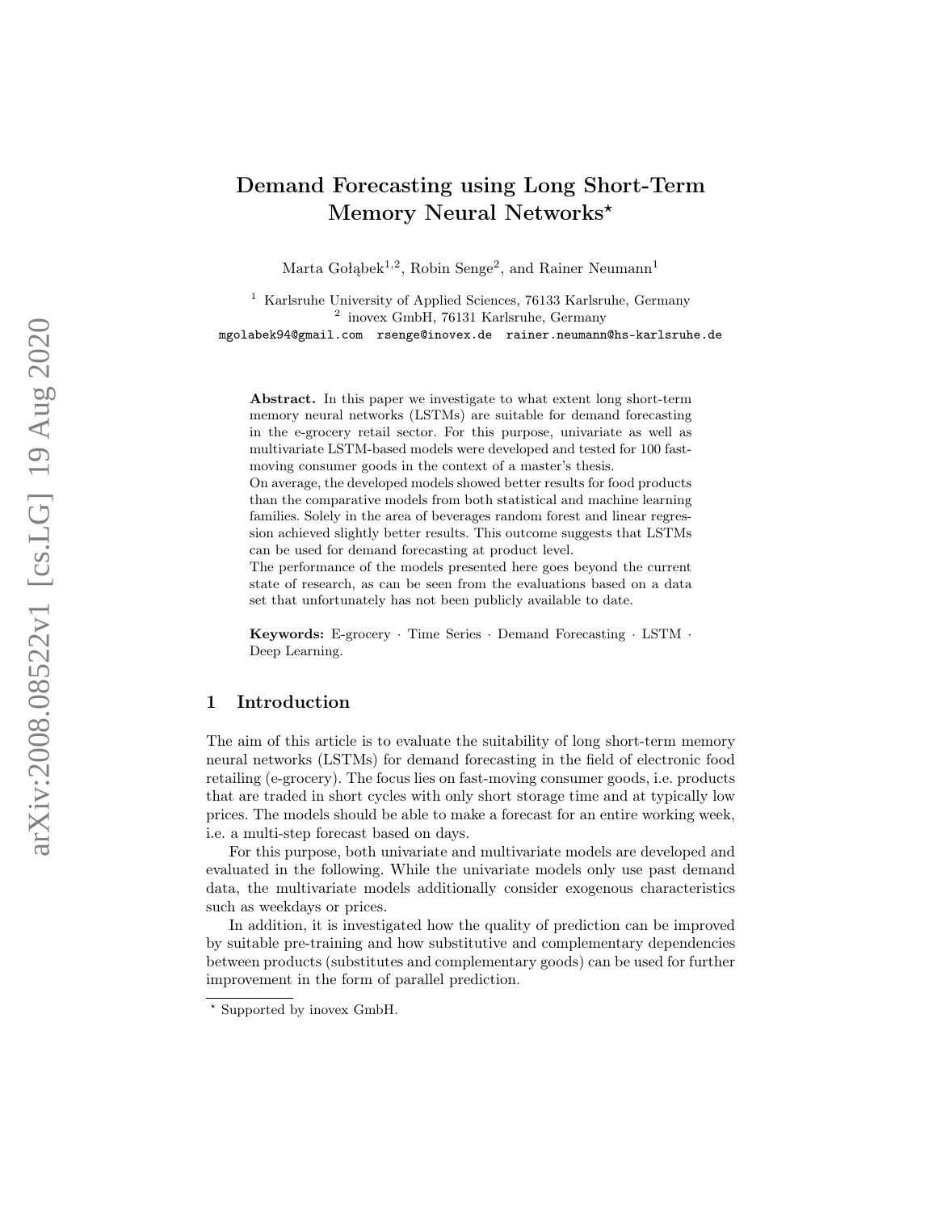# Demand Forecasting using Long Short-Term Memory Neural Networks*

Marta Gołąbek[1,2], Robin Senge[2], and Rainer Neumann[1]

[1] Karlsruhe University of Applied Sciences, 76133 Karlsruhe, Germany
[2] inovex GmbH, 76131 Karlsruhe, Germany
mgolabek94@gmail.com rsenge@inovex.de rainer.neumann@hs-karlsruhe.de

**Abstract.** In this paper we investigate to what extent long short-term memory neural networks (LSTMs) are suitable for demand forecasting in the e-grocery retail sector. For this purpose, univariate as well as multivariate LSTM-based models were developed and tested for 100 fast-moving consumer goods in the context of a master's thesis.
On average, the developed models showed better results for food products than the comparative models from both statistical and machine learning families. Solely in the area of beverages random forest and linear regression achieved slightly better results. This outcome suggests that LSTMs can be used for demand forecasting at product level.
The performance of the models presented here goes beyond the current state of research, as can be seen from the evaluations based on a data set that unfortunately has not been publicly available to date.

**Keywords:** E-grocery · Time Series · Demand Forecasting · LSTM · Deep Learning.

## 1 Introduction

The aim of this article is to evaluate the suitability of long short-term memory neural networks (LSTMs) for demand forecasting in the field of electronic food retailing (e-grocery). The focus lies on fast-moving consumer goods, i.e. products that are traded in short cycles with only short storage time and at typically low prices. The models should be able to make a forecast for an entire working week, i.e. a multi-step forecast based on days.

For this purpose, both univariate and multivariate models are developed and evaluated in the following. While the univariate models only use past demand data, the multivariate models additionally consider exogenous characteristics such as weekdays or prices.

In addition, it is investigated how the quality of prediction can be improved by suitable pre-training and how substitutive and complementary dependencies between products (substitutes and complementary goods) can be used for further improvement in the form of parallel prediction.

* Supported by inovex GmbH.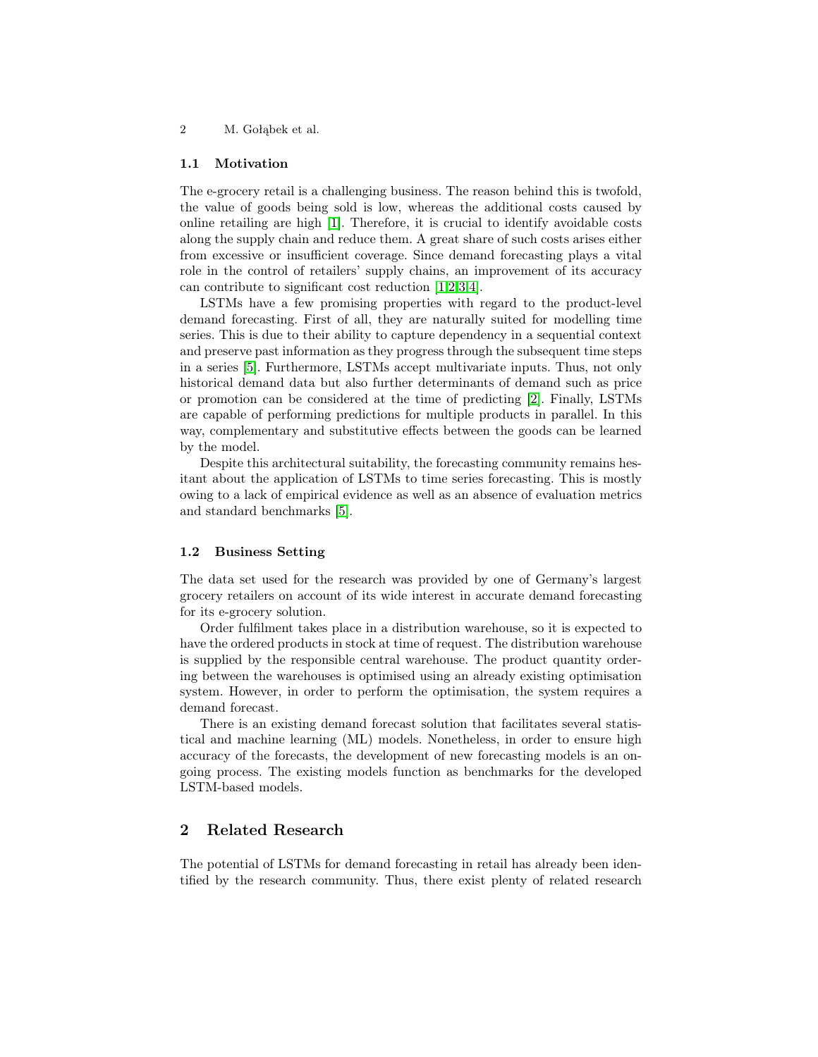### 1.1 Motivation

The e-grocery retail is a challenging business. The reason behind this is twofold, the value of goods being sold is low, whereas the additional costs caused by online retailing are high [1]. Therefore, it is crucial to identify avoidable costs along the supply chain and reduce them. A great share of such costs arises either from excessive or insufficient coverage. Since demand forecasting plays a vital role in the control of retailers' supply chains, an improvement of its accuracy can contribute to significant cost reduction [1,2,3,4].

LSTMs have a few promising properties with regard to the product-level demand forecasting. First of all, they are naturally suited for modelling time series. This is due to their ability to capture dependency in a sequential context and preserve past information as they progress through the subsequent time steps in a series [5]. Furthermore, LSTMs accept multivariate inputs. Thus, not only historical demand data but also further determinants of demand such as price or promotion can be considered at the time of predicting [2]. Finally, LSTMs are capable of performing predictions for multiple products in parallel. In this way, complementary and substitutive effects between the goods can be learned by the model.

Despite this architectural suitability, the forecasting community remains hesitant about the application of LSTMs to time series forecasting. This is mostly owing to a lack of empirical evidence as well as an absence of evaluation metrics and standard benchmarks [5].

### 1.2 Business Setting

The data set used for the research was provided by one of Germany's largest grocery retailers on account of its wide interest in accurate demand forecasting for its e-grocery solution.

Order fulfilment takes place in a distribution warehouse, so it is expected to have the ordered products in stock at time of request. The distribution warehouse is supplied by the responsible central warehouse. The product quantity ordering between the warehouses is optimised using an already existing optimisation system. However, in order to perform the optimisation, the system requires a demand forecast.

There is an existing demand forecast solution that facilitates several statistical and machine learning (ML) models. Nonetheless, in order to ensure high accuracy of the forecasts, the development of new forecasting models is an ongoing process. The existing models function as benchmarks for the developed LSTM-based models.

## 2 Related Research

The potential of LSTMs for demand forecasting in retail has already been identified by the research community. Thus, there exist plenty of related research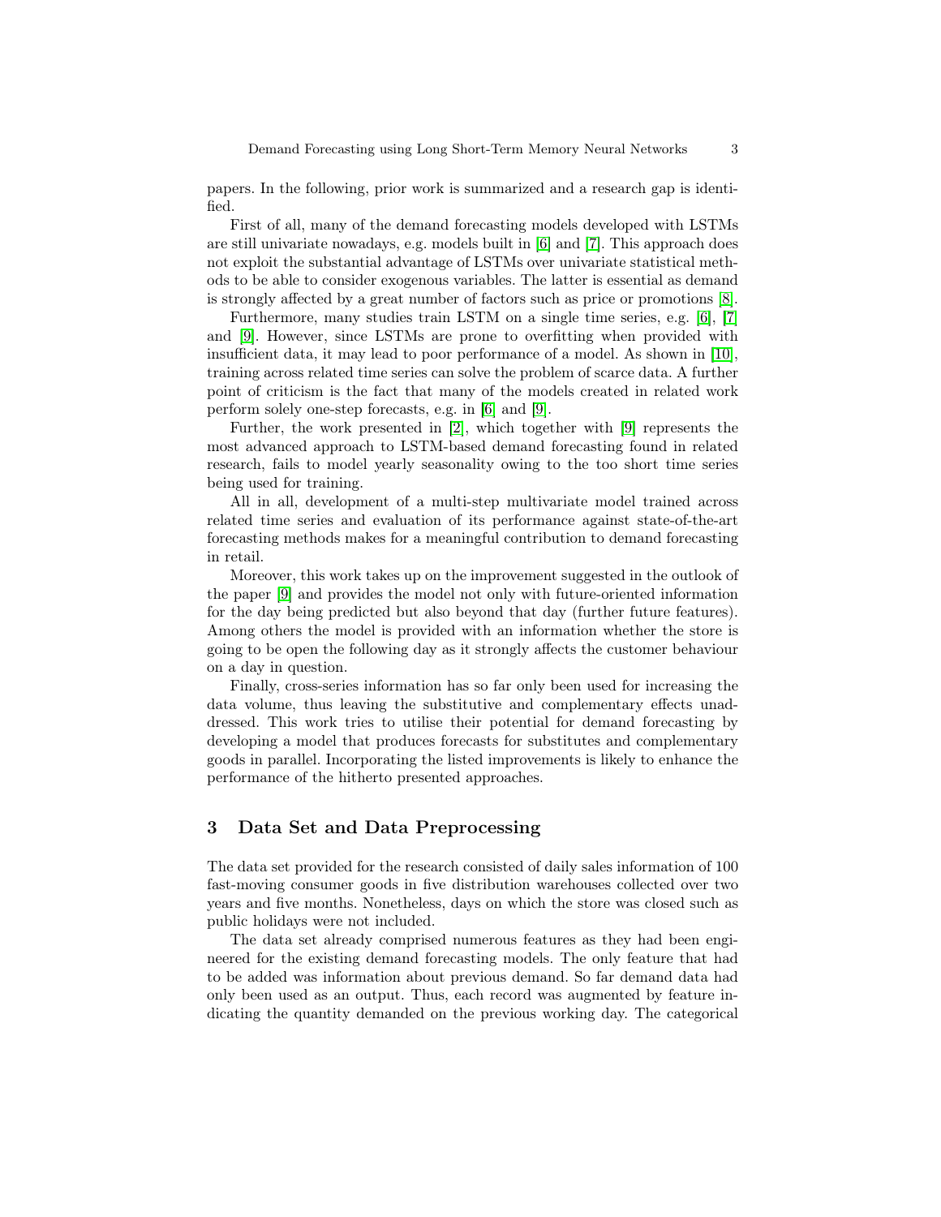papers. In the following, prior work is summarized and a research gap is identified.

First of all, many of the demand forecasting models developed with LSTMs are still univariate nowadays, e.g. models built in [6] and [7]. This approach does not exploit the substantial advantage of LSTMs over univariate statistical methods to be able to consider exogenous variables. The latter is essential as demand is strongly affected by a great number of factors such as price or promotions [8].

Furthermore, many studies train LSTM on a single time series, e.g. [6], [7] and [9]. However, since LSTMs are prone to overfitting when provided with insufficient data, it may lead to poor performance of a model. As shown in [10], training across related time series can solve the problem of scarce data. A further point of criticism is the fact that many of the models created in related work perform solely one-step forecasts, e.g. in [6] and [9].

Further, the work presented in [2], which together with [9] represents the most advanced approach to LSTM-based demand forecasting found in related research, fails to model yearly seasonality owing to the too short time series being used for training.

All in all, development of a multi-step multivariate model trained across related time series and evaluation of its performance against state-of-the-art forecasting methods makes for a meaningful contribution to demand forecasting in retail.

Moreover, this work takes up on the improvement suggested in the outlook of the paper [9] and provides the model not only with future-oriented information for the day being predicted but also beyond that day (further future features). Among others the model is provided with an information whether the store is going to be open the following day as it strongly affects the customer behaviour on a day in question.

Finally, cross-series information has so far only been used for increasing the data volume, thus leaving the substitutive and complementary effects unaddressed. This work tries to utilise their potential for demand forecasting by developing a model that produces forecasts for substitutes and complementary goods in parallel. Incorporating the listed improvements is likely to enhance the performance of the hitherto presented approaches.

## 3 Data Set and Data Preprocessing

The data set provided for the research consisted of daily sales information of 100 fast-moving consumer goods in five distribution warehouses collected over two years and five months. Nonetheless, days on which the store was closed such as public holidays were not included.

The data set already comprised numerous features as they had been engineered for the existing demand forecasting models. The only feature that had to be added was information about previous demand. So far demand data had only been used as an output. Thus, each record was augmented by feature indicating the quantity demanded on the previous working day. The categorical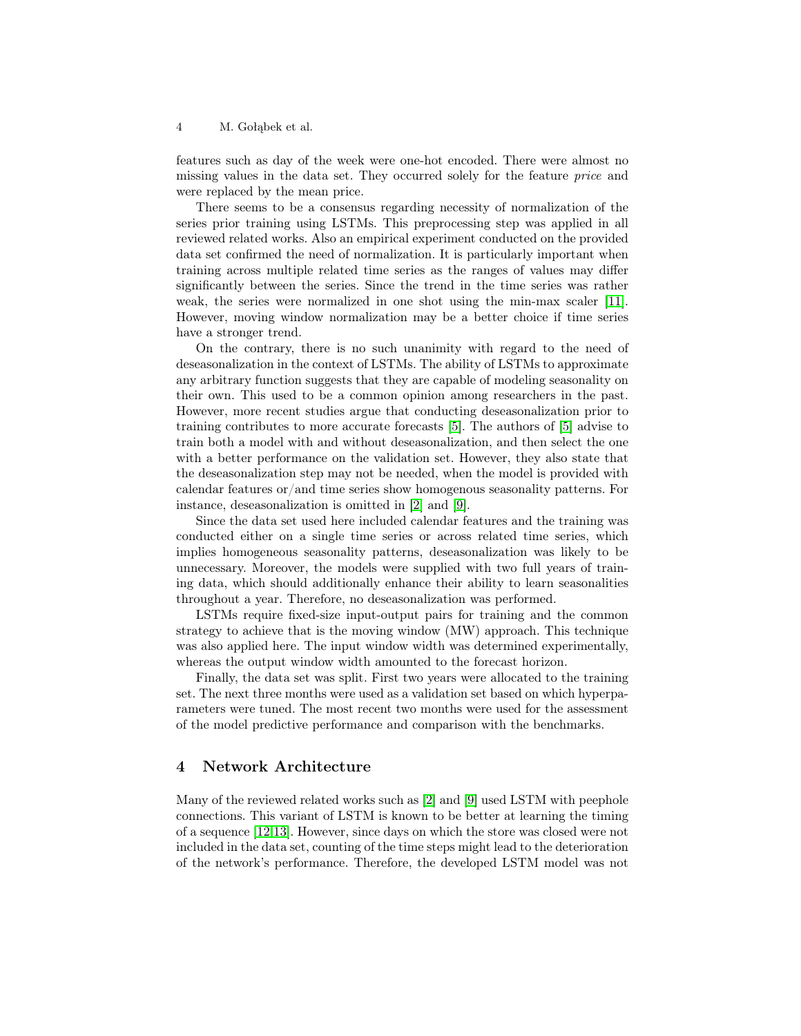features such as day of the week were one-hot encoded. There were almost no missing values in the data set. They occurred solely for the feature *price* and were replaced by the mean price.

There seems to be a consensus regarding necessity of normalization of the series prior training using LSTMs. This preprocessing step was applied in all reviewed related works. Also an empirical experiment conducted on the provided data set confirmed the need of normalization. It is particularly important when training across multiple related time series as the ranges of values may differ significantly between the series. Since the trend in the time series was rather weak, the series were normalized in one shot using the min-max scaler [11]. However, moving window normalization may be a better choice if time series have a stronger trend.

On the contrary, there is no such unanimity with regard to the need of deseasonalization in the context of LSTMs. The ability of LSTMs to approximate any arbitrary function suggests that they are capable of modeling seasonality on their own. This used to be a common opinion among researchers in the past. However, more recent studies argue that conducting deseasonalization prior to training contributes to more accurate forecasts [5]. The authors of [5] advise to train both a model with and without deseasonalization, and then select the one with a better performance on the validation set. However, they also state that the deseasonalization step may not be needed, when the model is provided with calendar features or/and time series show homogenous seasonality patterns. For instance, deseasonalization is omitted in [2] and [9].

Since the data set used here included calendar features and the training was conducted either on a single time series or across related time series, which implies homogeneous seasonality patterns, deseasonalization was likely to be unnecessary. Moreover, the models were supplied with two full years of training data, which should additionally enhance their ability to learn seasonalities throughout a year. Therefore, no deseasonalization was performed.

LSTMs require fixed-size input-output pairs for training and the common strategy to achieve that is the moving window (MW) approach. This technique was also applied here. The input window width was determined experimentally, whereas the output window width amounted to the forecast horizon.

Finally, the data set was split. First two years were allocated to the training set. The next three months were used as a validation set based on which hyperparameters were tuned. The most recent two months were used for the assessment of the model predictive performance and comparison with the benchmarks.

## 4 Network Architecture

Many of the reviewed related works such as [2] and [9] used LSTM with peephole connections. This variant of LSTM is known to be better at learning the timing of a sequence [12,13]. However, since days on which the store was closed were not included in the data set, counting of the time steps might lead to the deterioration of the network's performance. Therefore, the developed LSTM model was not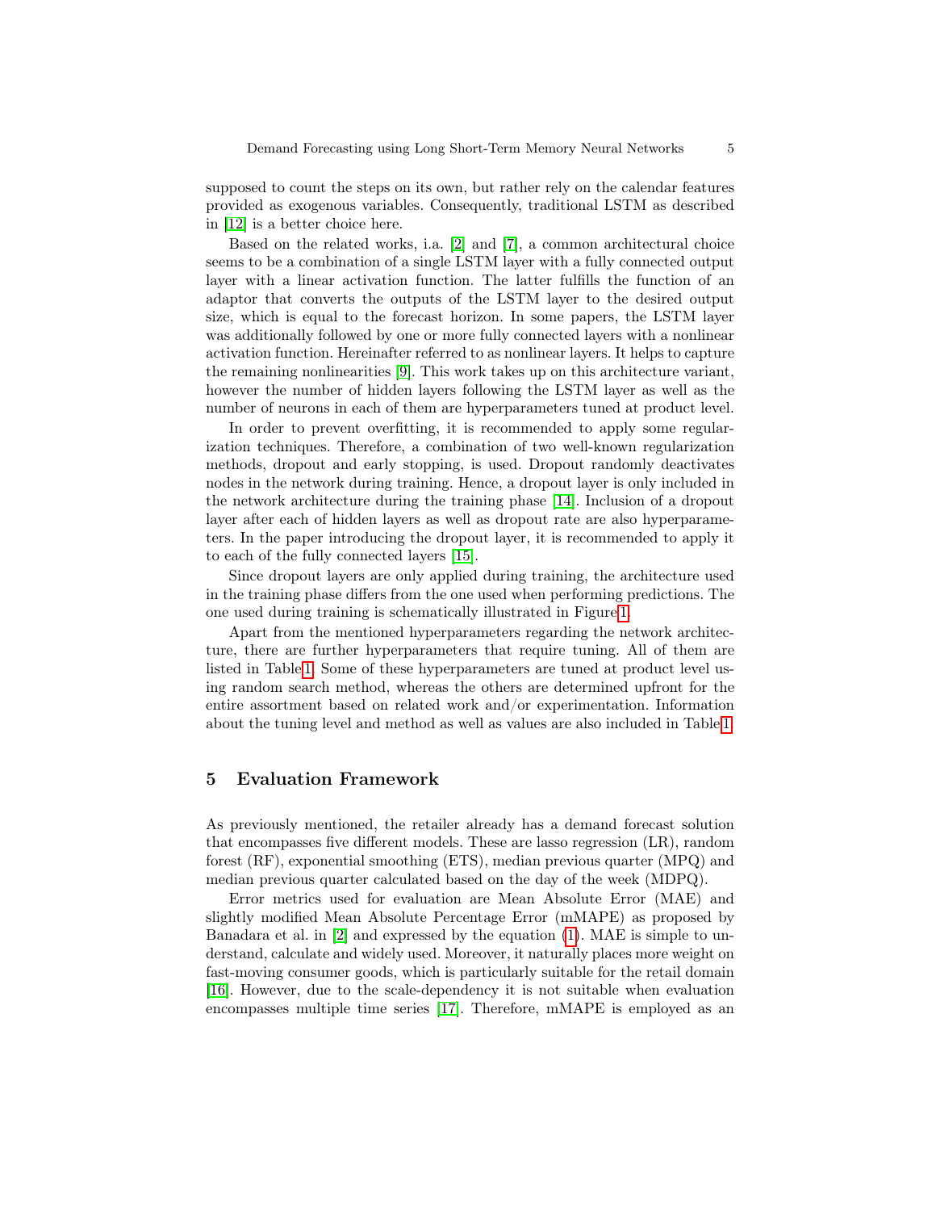supposed to count the steps on its own, but rather rely on the calendar features provided as exogenous variables. Consequently, traditional LSTM as described in [12] is a better choice here.

Based on the related works, i.a. [2] and [7], a common architectural choice seems to be a combination of a single LSTM layer with a fully connected output layer with a linear activation function. The latter fulfills the function of an adaptor that converts the outputs of the LSTM layer to the desired output size, which is equal to the forecast horizon. In some papers, the LSTM layer was additionally followed by one or more fully connected layers with a nonlinear activation function. Hereinafter referred to as nonlinear layers. It helps to capture the remaining nonlinearities [9]. This work takes up on this architecture variant, however the number of hidden layers following the LSTM layer as well as the number of neurons in each of them are hyperparameters tuned at product level.

In order to prevent overfitting, it is recommended to apply some regularization techniques. Therefore, a combination of two well-known regularization methods, dropout and early stopping, is used. Dropout randomly deactivates nodes in the network during training. Hence, a dropout layer is only included in the network architecture during the training phase [14]. Inclusion of a dropout layer after each of hidden layers as well as dropout rate are also hyperparameters. In the paper introducing the dropout layer, it is recommended to apply it to each of the fully connected layers [15].

Since dropout layers are only applied during training, the architecture used in the training phase differs from the one used when performing predictions. The one used during training is schematically illustrated in Figure 1.

Apart from the mentioned hyperparameters regarding the network architecture, there are further hyperparameters that require tuning. All of them are listed in Table 1. Some of these hyperparameters are tuned at product level using random search method, whereas the others are determined upfront for the entire assortment based on related work and/or experimentation. Information about the tuning level and method as well as values are also included in Table 1.

## 5 Evaluation Framework

As previously mentioned, the retailer already has a demand forecast solution that encompasses five different models. These are lasso regression (LR), random forest (RF), exponential smoothing (ETS), median previous quarter (MPQ) and median previous quarter calculated based on the day of the week (MDPQ).

Error metrics used for evaluation are Mean Absolute Error (MAE) and slightly modified Mean Absolute Percentage Error (mMAPE) as proposed by Banadara et al. in [2] and expressed by the equation (1). MAE is simple to understand, calculate and widely used. Moreover, it naturally places more weight on fast-moving consumer goods, which is particularly suitable for the retail domain [16]. However, due to the scale-dependency it is not suitable when evaluation encompasses multiple time series [17]. Therefore, mMAPE is employed as an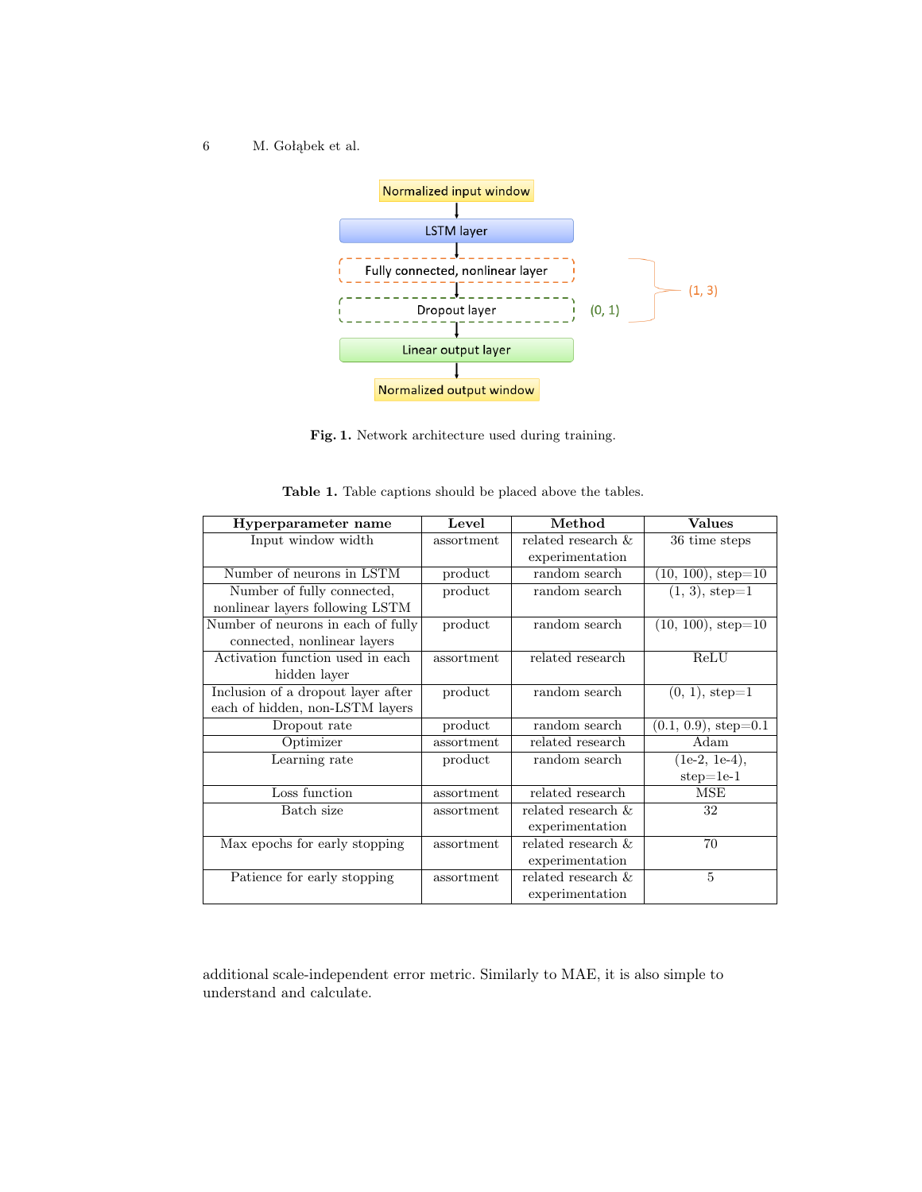Fig. 1. Network architecture used during training.

Table 1. Table captions should be placed above the tables.

| Hyperparameter name | Level | Method | Values |
|---|---|---|---|
| Input window width | assortment | related research & experimentation | 36 time steps |
| Number of neurons in LSTM | product | random search | (10, 100), step=10 |
| Number of fully connected, nonlinear layers following LSTM | product | random search | (1, 3), step=1 |
| Number of neurons in each of fully connected, nonlinear layers | product | random search | (10, 100), step=10 |
| Activation function used in each hidden layer | assortment | related research | ReLU |
| Inclusion of a dropout layer after each of hidden, non-LSTM layers | product | random search | (0, 1), step=1 |
| Dropout rate | product | random search | (0.1, 0.9), step=0.1 |
| Optimizer | assortment | related research | Adam |
| Learning rate | product | random search | (1e-2, 1e-4), step=1e-1 |
| Loss function | assortment | related research | MSE |
| Batch size | assortment | related research & experimentation | 32 |
| Max epochs for early stopping | assortment | related research & experimentation | 70 |
| Patience for early stopping | assortment | related research & experimentation | 5 |

additional scale-independent error metric. Similarly to MAE, it is also simple to understand and calculate.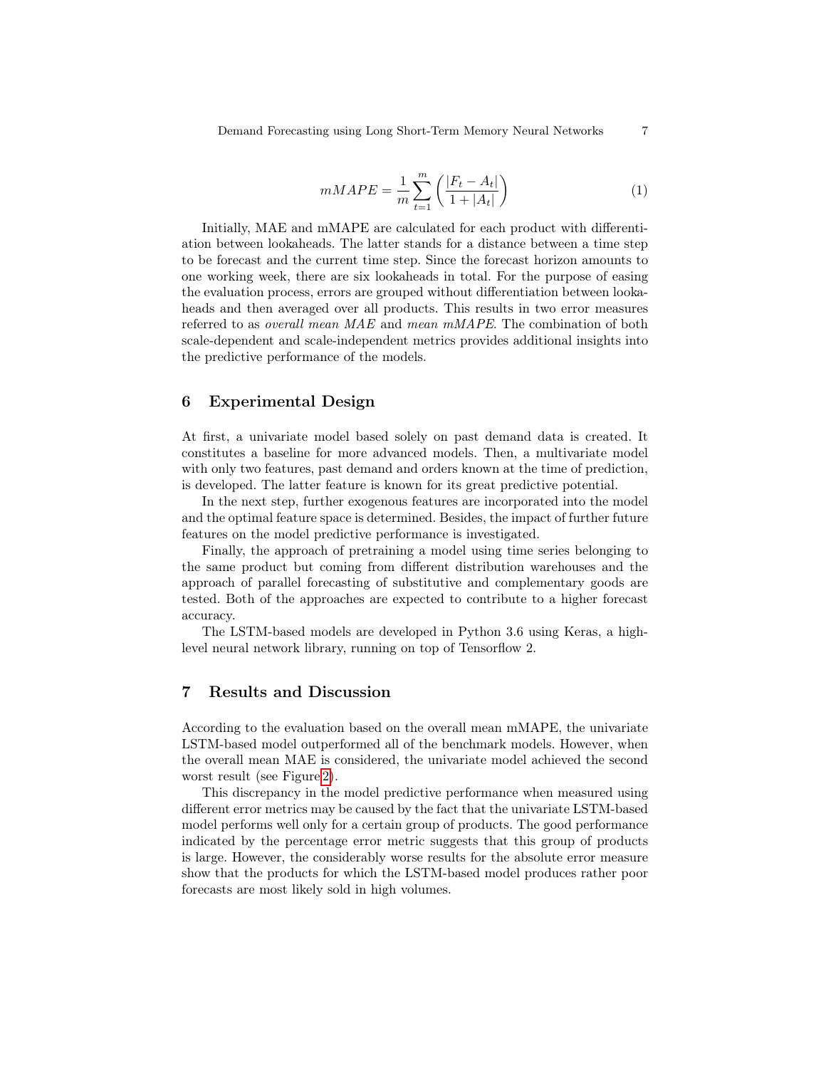$$mMAPE = \frac{1}{m} \sum_{t=1}^{m} \left( \frac{|F_t - A_t|}{1 + |A_t|} \right) \tag{1}$$

Initially, MAE and mMAPE are calculated for each product with differentiation between lookaheads. The latter stands for a distance between a time step to be forecast and the current time step. Since the forecast horizon amounts to one working week, there are six lookaheads in total. For the purpose of easing the evaluation process, errors are grouped without differentiation between lookaheads and then averaged over all products. This results in two error measures referred to as *overall mean MAE* and *mean mMAPE*. The combination of both scale-dependent and scale-independent metrics provides additional insights into the predictive performance of the models.

## 6 Experimental Design

At first, a univariate model based solely on past demand data is created. It constitutes a baseline for more advanced models. Then, a multivariate model with only two features, past demand and orders known at the time of prediction, is developed. The latter feature is known for its great predictive potential.

In the next step, further exogenous features are incorporated into the model and the optimal feature space is determined. Besides, the impact of further future features on the model predictive performance is investigated.

Finally, the approach of pretraining a model using time series belonging to the same product but coming from different distribution warehouses and the approach of parallel forecasting of substitutive and complementary goods are tested. Both of the approaches are expected to contribute to a higher forecast accuracy.

The LSTM-based models are developed in Python 3.6 using Keras, a high-level neural network library, running on top of Tensorflow 2.

## 7 Results and Discussion

According to the evaluation based on the overall mean mMAPE, the univariate LSTM-based model outperformed all of the benchmark models. However, when the overall mean MAE is considered, the univariate model achieved the second worst result (see Figure 2).

This discrepancy in the model predictive performance when measured using different error metrics may be caused by the fact that the univariate LSTM-based model performs well only for a certain group of products. The good performance indicated by the percentage error metric suggests that this group of products is large. However, the considerably worse results for the absolute error measure show that the products for which the LSTM-based model produces rather poor forecasts are most likely sold in high volumes.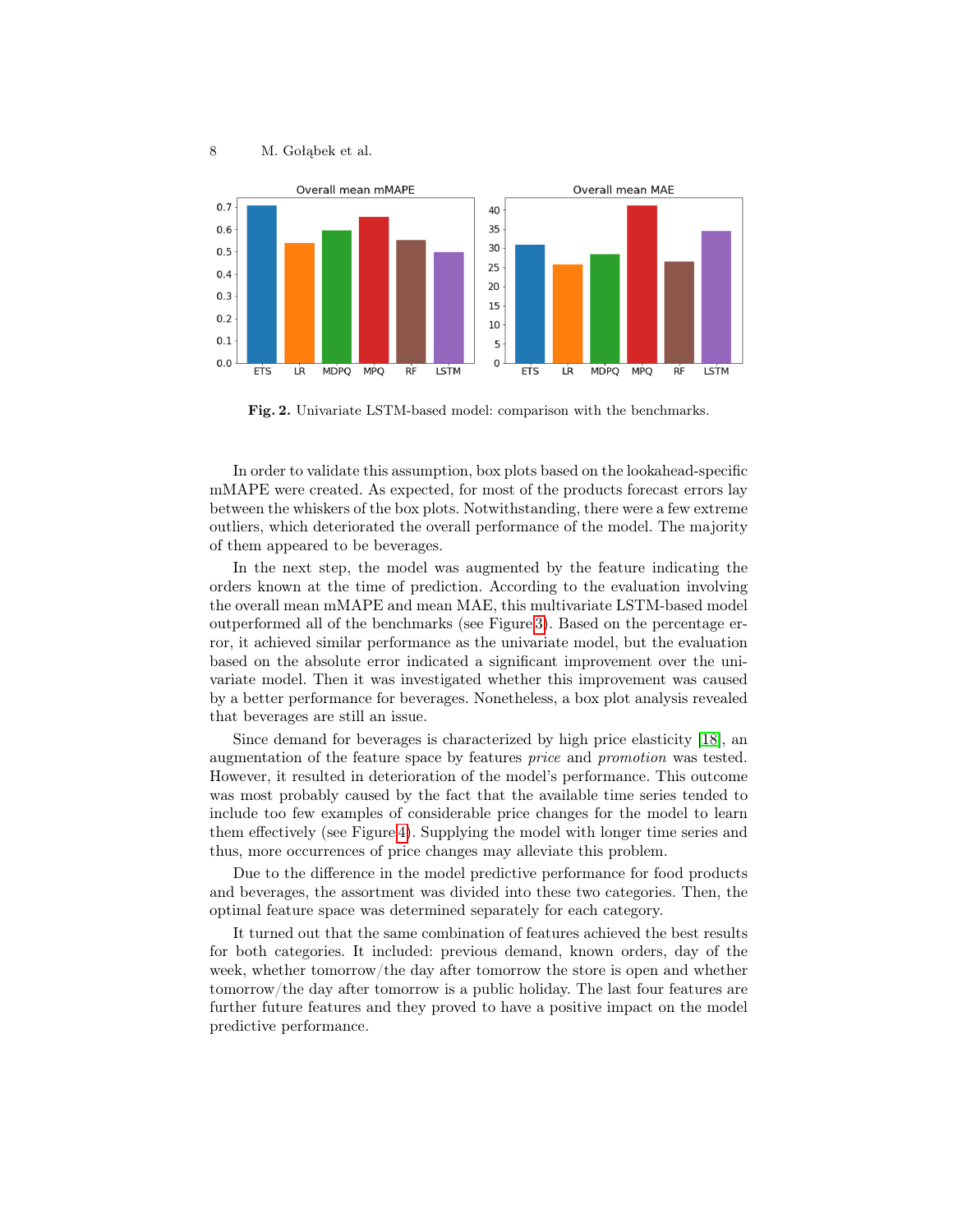Fig. 2. Univariate LSTM-based model: comparison with the benchmarks.

In order to validate this assumption, box plots based on the lookahead-specific mMAPE were created. As expected, for most of the products forecast errors lay between the whiskers of the box plots. Notwithstanding, there were a few extreme outliers, which deteriorated the overall performance of the model. The majority of them appeared to be beverages.

In the next step, the model was augmented by the feature indicating the orders known at the time of prediction. According to the evaluation involving the overall mean mMAPE and mean MAE, this multivariate LSTM-based model outperformed all of the benchmarks (see Figure 3). Based on the percentage error, it achieved similar performance as the univariate model, but the evaluation based on the absolute error indicated a significant improvement over the univariate model. Then it was investigated whether this improvement was caused by a better performance for beverages. Nonetheless, a box plot analysis revealed that beverages are still an issue.

Since demand for beverages is characterized by high price elasticity [18], an augmentation of the feature space by features *price* and *promotion* was tested. However, it resulted in deterioration of the model's performance. This outcome was most probably caused by the fact that the available time series tended to include too few examples of considerable price changes for the model to learn them effectively (see Figure 4). Supplying the model with longer time series and thus, more occurrences of price changes may alleviate this problem.

Due to the difference in the model predictive performance for food products and beverages, the assortment was divided into these two categories. Then, the optimal feature space was determined separately for each category.

It turned out that the same combination of features achieved the best results for both categories. It included: previous demand, known orders, day of the week, whether tomorrow/the day after tomorrow the store is open and whether tomorrow/the day after tomorrow is a public holiday. The last four features are further future features and they proved to have a positive impact on the model predictive performance.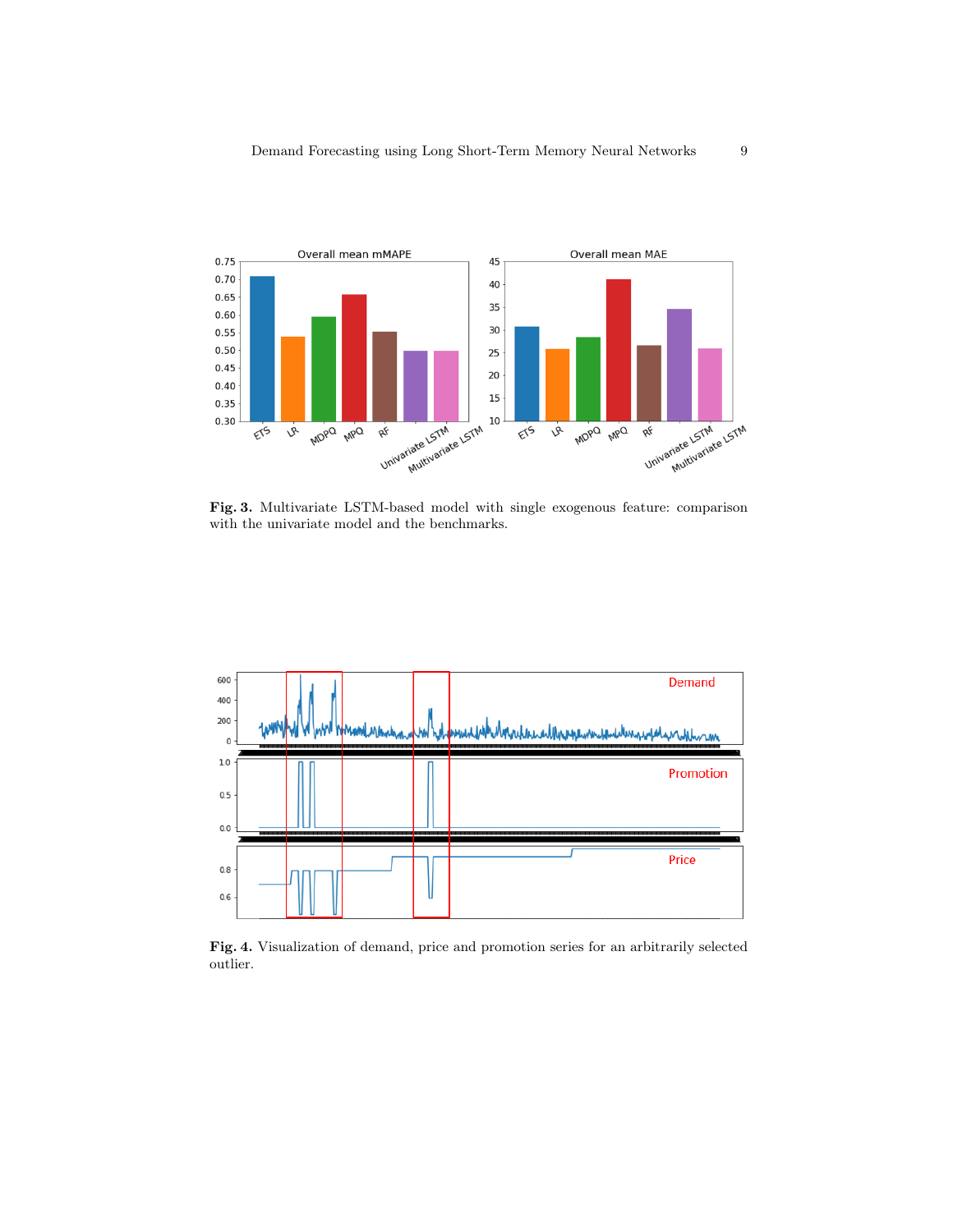**Fig. 3.** Multivariate LSTM-based model with single exogenous feature: comparison with the univariate model and the benchmarks.

**Fig. 4.** Visualization of demand, price and promotion series for an arbitrarily selected outlier.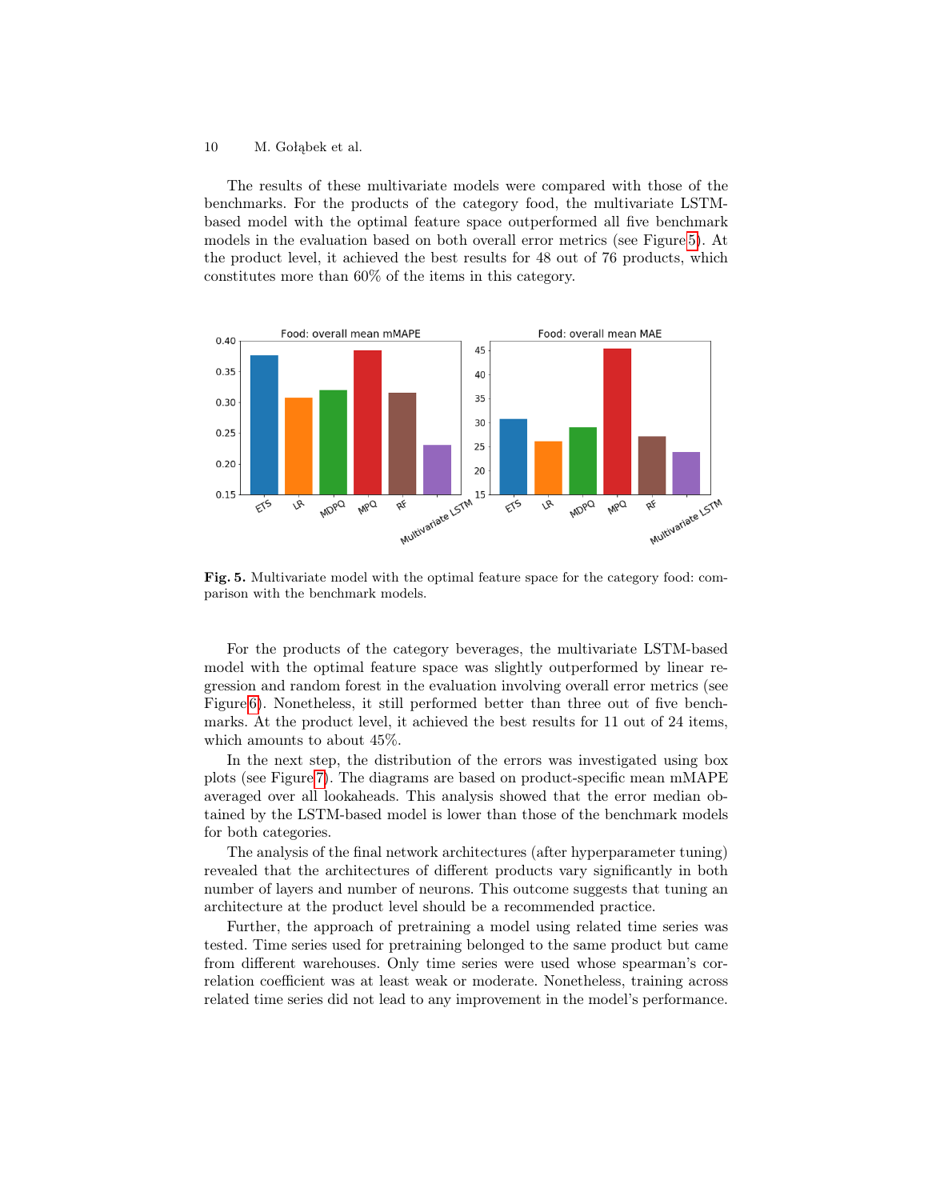The results of these multivariate models were compared with those of the benchmarks. For the products of the category food, the multivariate LSTM-based model with the optimal feature space outperformed all five benchmark models in the evaluation based on both overall error metrics (see Figure 5). At the product level, it achieved the best results for 48 out of 76 products, which constitutes more than 60% of the items in this category.

**Fig. 5.** Multivariate model with the optimal feature space for the category food: comparison with the benchmark models.

For the products of the category beverages, the multivariate LSTM-based model with the optimal feature space was slightly outperformed by linear regression and random forest in the evaluation involving overall error metrics (see Figure 6). Nonetheless, it still performed better than three out of five benchmarks. At the product level, it achieved the best results for 11 out of 24 items, which amounts to about 45%.

In the next step, the distribution of the errors was investigated using box plots (see Figure 7). The diagrams are based on product-specific mean mMAPE averaged over all lookaheads. This analysis showed that the error median obtained by the LSTM-based model is lower than those of the benchmark models for both categories.

The analysis of the final network architectures (after hyperparameter tuning) revealed that the architectures of different products vary significantly in both number of layers and number of neurons. This outcome suggests that tuning an architecture at the product level should be a recommended practice.

Further, the approach of pretraining a model using related time series was tested. Time series used for pretraining belonged to the same product but came from different warehouses. Only time series were used whose spearman's correlation coefficient was at least weak or moderate. Nonetheless, training across related time series did not lead to any improvement in the model's performance.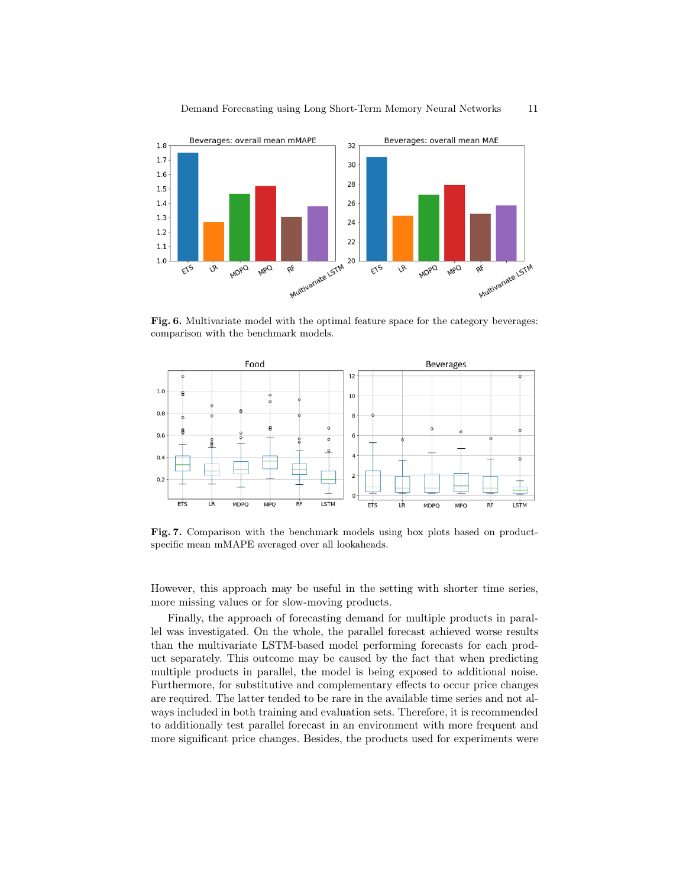**Fig. 6.** Multivariate model with the optimal feature space for the category beverages: comparison with the benchmark models.

**Fig. 7.** Comparison with the benchmark models using box plots based on product-specific mean mMAPE averaged over all lookaheads.

However, this approach may be useful in the setting with shorter time series, more missing values or for slow-moving products.

Finally, the approach of forecasting demand for multiple products in parallel was investigated. On the whole, the parallel forecast achieved worse results than the multivariate LSTM-based model performing forecasts for each product separately. This outcome may be caused by the fact that when predicting multiple products in parallel, the model is being exposed to additional noise. Furthermore, for substitutive and complementary effects to occur price changes are required. The latter tended to be rare in the available time series and not always included in both training and evaluation sets. Therefore, it is recommended to additionally test parallel forecast in an environment with more frequent and more significant price changes. Besides, the products used for experiments were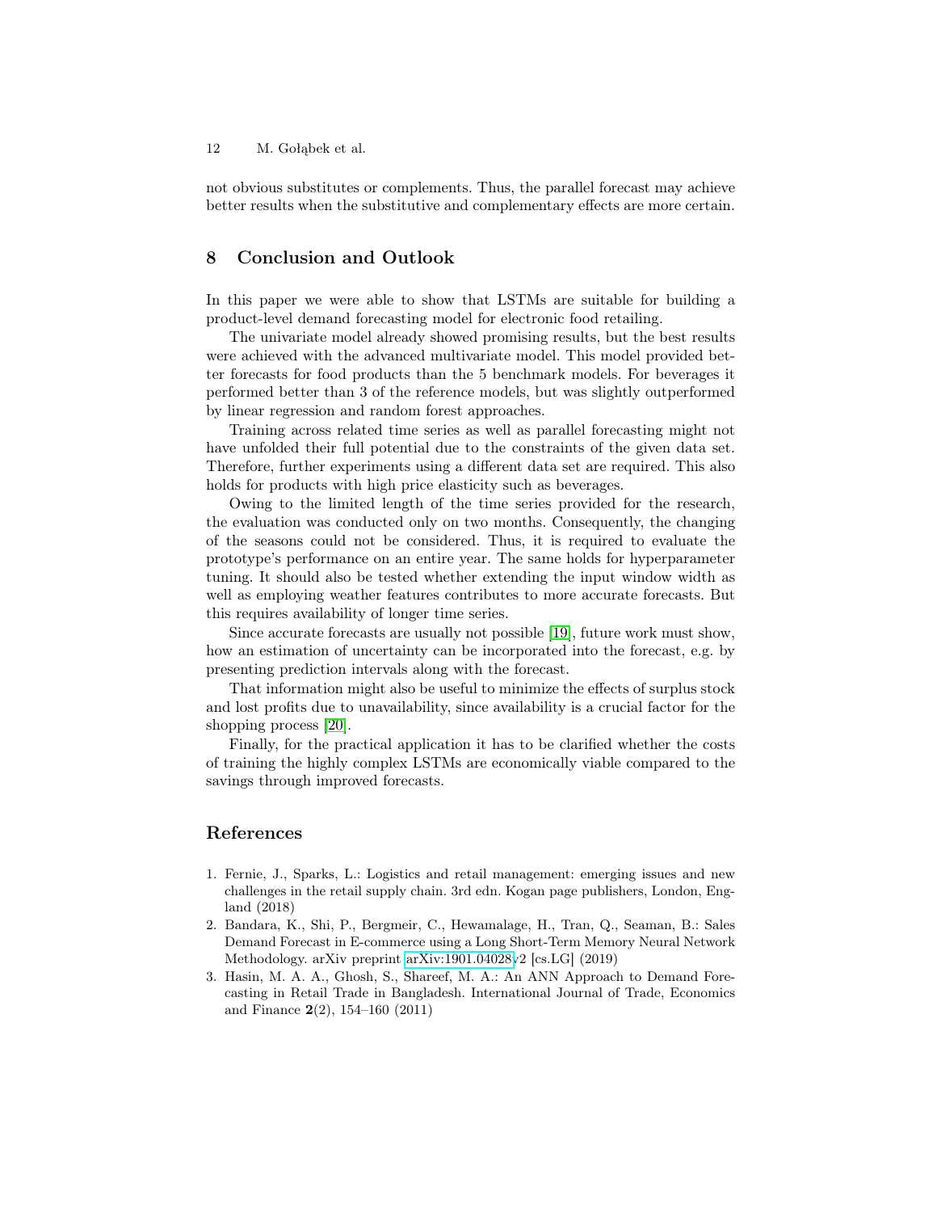not obvious substitutes or complements. Thus, the parallel forecast may achieve better results when the substitutive and complementary effects are more certain.

## 8 Conclusion and Outlook

In this paper we were able to show that LSTMs are suitable for building a product-level demand forecasting model for electronic food retailing.

The univariate model already showed promising results, but the best results were achieved with the advanced multivariate model. This model provided better forecasts for food products than the 5 benchmark models. For beverages it performed better than 3 of the reference models, but was slightly outperformed by linear regression and random forest approaches.

Training across related time series as well as parallel forecasting might not have unfolded their full potential due to the constraints of the given data set. Therefore, further experiments using a different data set are required. This also holds for products with high price elasticity such as beverages.

Owing to the limited length of the time series provided for the research, the evaluation was conducted only on two months. Consequently, the changing of the seasons could not be considered. Thus, it is required to evaluate the prototype's performance on an entire year. The same holds for hyperparameter tuning. It should also be tested whether extending the input window width as well as employing weather features contributes to more accurate forecasts. But this requires availability of longer time series.

Since accurate forecasts are usually not possible [19], future work must show, how an estimation of uncertainty can be incorporated into the forecast, e.g. by presenting prediction intervals along with the forecast.

That information might also be useful to minimize the effects of surplus stock and lost profits due to unavailability, since availability is a crucial factor for the shopping process [20].

Finally, for the practical application it has to be clarified whether the costs of training the highly complex LSTMs are economically viable compared to the savings through improved forecasts.

## References

1. Fernie, J., Sparks, L.: Logistics and retail management: emerging issues and new challenges in the retail supply chain. 3rd edn. Kogan page publishers, London, England (2018)
2. Bandara, K., Shi, P., Bergmeir, C., Hewamalage, H., Tran, Q., Seaman, B.: Sales Demand Forecast in E-commerce using a Long Short-Term Memory Neural Network Methodology. arXiv preprint arXiv:1901.04028v2 [cs.LG] (2019)
3. Hasin, M. A. A., Ghosh, S., Shareef, M. A.: An ANN Approach to Demand Forecasting in Retail Trade in Bangladesh. International Journal of Trade, Economics and Finance **2**(2), 154–160 (2011)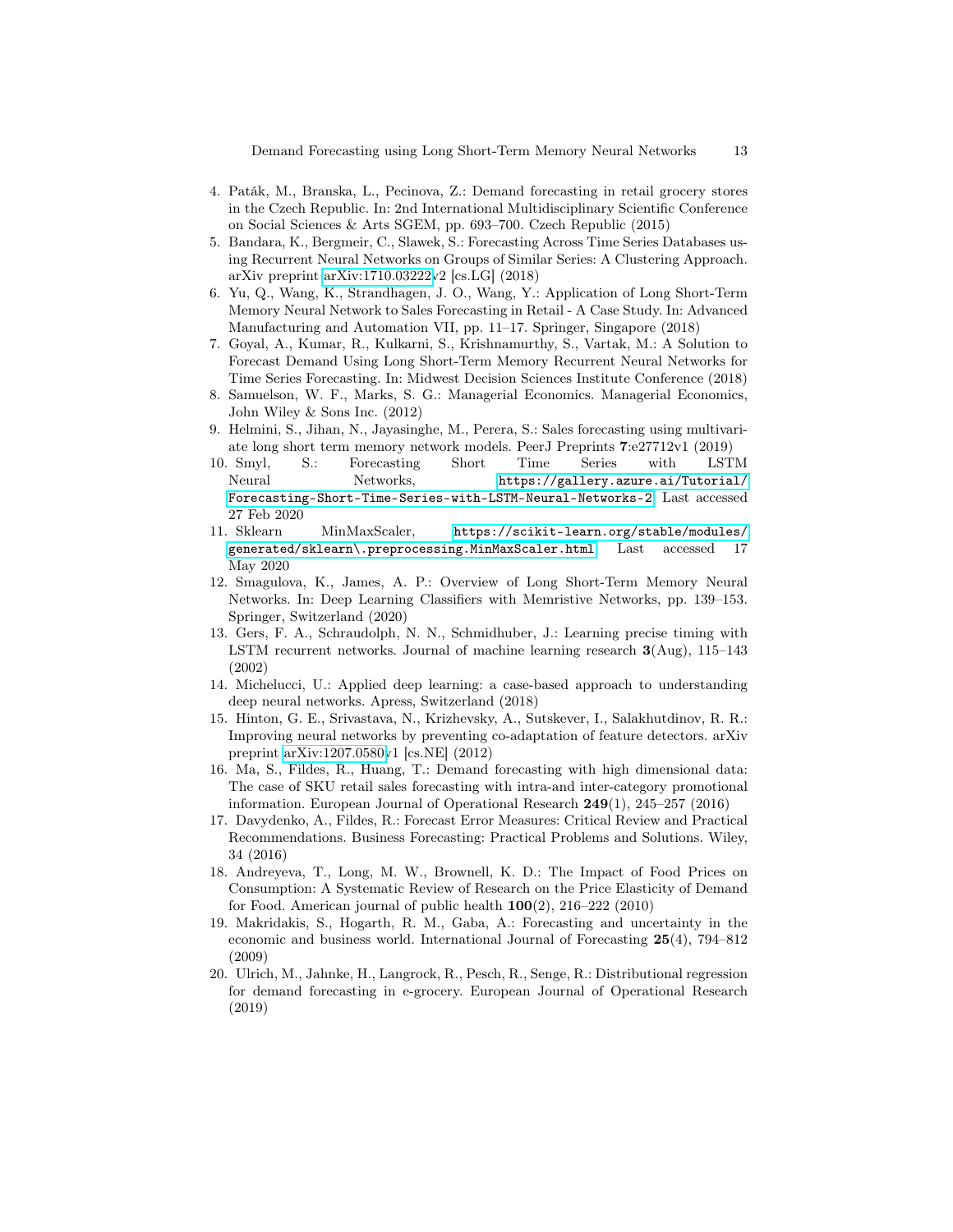4. Paták, M., Branska, L., Pecinova, Z.: Demand forecasting in retail grocery stores in the Czech Republic. In: 2nd International Multidisciplinary Scientific Conference on Social Sciences & Arts SGEM, pp. 693–700. Czech Republic (2015)
5. Bandara, K., Bergmeir, C., Slawek, S.: Forecasting Across Time Series Databases using Recurrent Neural Networks on Groups of Similar Series: A Clustering Approach. arXiv preprint arXiv:1710.03222v2 [cs.LG] (2018)
6. Yu, Q., Wang, K., Strandhagen, J. O., Wang, Y.: Application of Long Short-Term Memory Neural Network to Sales Forecasting in Retail - A Case Study. In: Advanced Manufacturing and Automation VII, pp. 11–17. Springer, Singapore (2018)
7. Goyal, A., Kumar, R., Kulkarni, S., Krishnamurthy, S., Vartak, M.: A Solution to Forecast Demand Using Long Short-Term Memory Recurrent Neural Networks for Time Series Forecasting. In: Midwest Decision Sciences Institute Conference (2018)
8. Samuelson, W. F., Marks, S. G.: Managerial Economics. Managerial Economics, John Wiley & Sons Inc. (2012)
9. Helmini, S., Jihan, N., Jayasinghe, M., Perera, S.: Sales forecasting using multivariate long short term memory network models. PeerJ Preprints **7**:e27712v1 (2019)
10. Smyl, S.: Forecasting Short Time Series with LSTM Neural Networks, https://gallery.azure.ai/Tutorial/Forecasting-Short-Time-Series-with-LSTM-Neural-Networks-2. Last accessed 27 Feb 2020
11. Sklearn MinMaxScaler, https://scikit-learn.org/stable/modules/generated/sklearn\.preprocessing.MinMaxScaler.html. Last accessed 17 May 2020
12. Smagulova, K., James, A. P.: Overview of Long Short-Term Memory Neural Networks. In: Deep Learning Classifiers with Memristive Networks, pp. 139–153. Springer, Switzerland (2020)
13. Gers, F. A., Schraudolph, N. N., Schmidhuber, J.: Learning precise timing with LSTM recurrent networks. Journal of machine learning research **3**(Aug), 115–143 (2002)
14. Michelucci, U.: Applied deep learning: a case-based approach to understanding deep neural networks. Apress, Switzerland (2018)
15. Hinton, G. E., Srivastava, N., Krizhevsky, A., Sutskever, I., Salakhutdinov, R. R.: Improving neural networks by preventing co-adaptation of feature detectors. arXiv preprint arXiv:1207.0580v1 [cs.NE] (2012)
16. Ma, S., Fildes, R., Huang, T.: Demand forecasting with high dimensional data: The case of SKU retail sales forecasting with intra-and inter-category promotional information. European Journal of Operational Research **249**(1), 245–257 (2016)
17. Davydenko, A., Fildes, R.: Forecast Error Measures: Critical Review and Practical Recommendations. Business Forecasting: Practical Problems and Solutions. Wiley, 34 (2016)
18. Andreyeva, T., Long, M. W., Brownell, K. D.: The Impact of Food Prices on Consumption: A Systematic Review of Research on the Price Elasticity of Demand for Food. American journal of public health **100**(2), 216–222 (2010)
19. Makridakis, S., Hogarth, R. M., Gaba, A.: Forecasting and uncertainty in the economic and business world. International Journal of Forecasting **25**(4), 794–812 (2009)
20. Ulrich, M., Jahnke, H., Langrock, R., Pesch, R., Senge, R.: Distributional regression for demand forecasting in e-grocery. European Journal of Operational Research (2019)